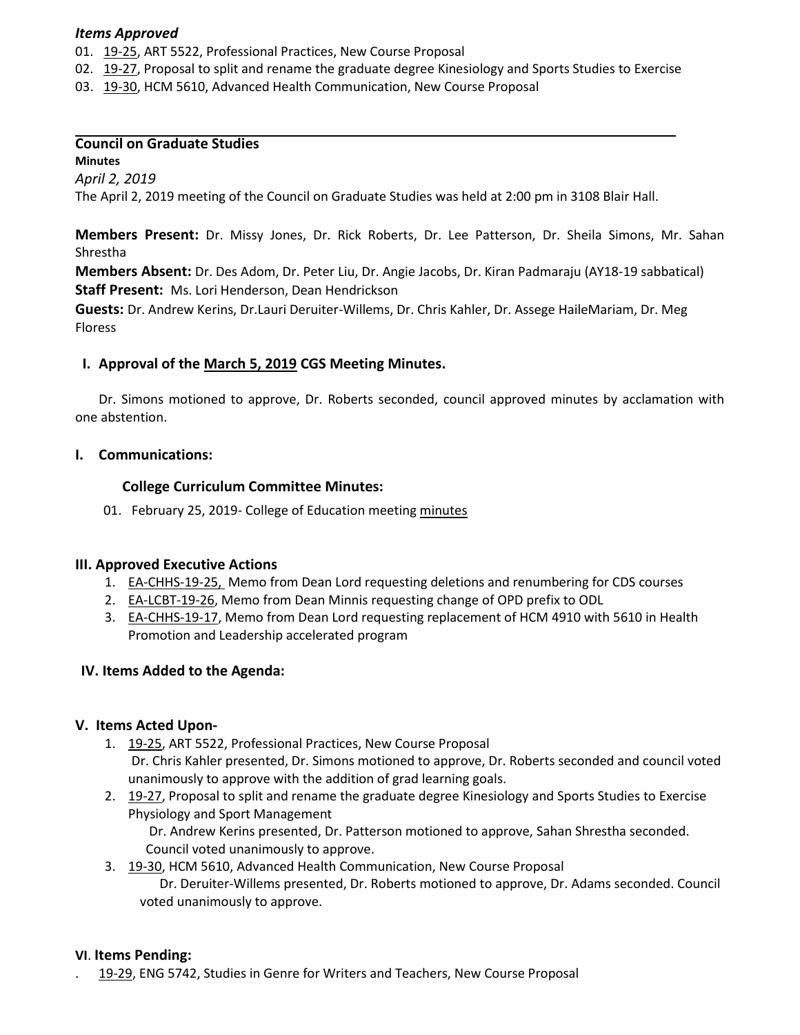***Items Approved***

01. 19-25, ART 5522, Professional Practices, New Course Proposal
02. 19-27, Proposal to split and rename the graduate degree Kinesiology and Sports Studies to Exercise
03. 19-30, HCM 5610, Advanced Health Communication, New Course Proposal

---

## Council on Graduate Studies

**Minutes**

*April 2, 2019*

The April 2, 2019 meeting of the Council on Graduate Studies was held at 2:00 pm in 3108 Blair Hall.

**Members Present:** Dr. Missy Jones, Dr. Rick Roberts, Dr. Lee Patterson, Dr. Sheila Simons, Mr. Sahan Shrestha

**Members Absent:** Dr. Des Adom, Dr. Peter Liu, Dr. Angie Jacobs, Dr. Kiran Padmaraju (AY18-19 sabbatical)

**Staff Present:** Ms. Lori Henderson, Dean Hendrickson

**Guests:** Dr. Andrew Kerins, Dr.Lauri Deruiter-Willems, Dr. Chris Kahler, Dr. Assege HaileMariam, Dr. Meg Floress

### I. Approval of the March 5, 2019 CGS Meeting Minutes.

Dr. Simons motioned to approve, Dr. Roberts seconded, council approved minutes by acclamation with one abstention.

### I. Communications:

**College Curriculum Committee Minutes:**

01. February 25, 2019- College of Education meeting minutes

### III. Approved Executive Actions

1. EA-CHHS-19-25, Memo from Dean Lord requesting deletions and renumbering for CDS courses
2. EA-LCBT-19-26, Memo from Dean Minnis requesting change of OPD prefix to ODL
3. EA-CHHS-19-17, Memo from Dean Lord requesting replacement of HCM 4910 with 5610 in Health Promotion and Leadership accelerated program

### IV. Items Added to the Agenda:

### V. Items Acted Upon-

1. 19-25, ART 5522, Professional Practices, New Course Proposal
   Dr. Chris Kahler presented, Dr. Simons motioned to approve, Dr. Roberts seconded and council voted unanimously to approve with the addition of grad learning goals.
2. 19-27, Proposal to split and rename the graduate degree Kinesiology and Sports Studies to Exercise Physiology and Sport Management
   Dr. Andrew Kerins presented, Dr. Patterson motioned to approve, Sahan Shrestha seconded. Council voted unanimously to approve.
3. 19-30, HCM 5610, Advanced Health Communication, New Course Proposal
   Dr. Deruiter-Willems presented, Dr. Roberts motioned to approve, Dr. Adams seconded. Council voted unanimously to approve.

### VI. Items Pending:

. 19-29, ENG 5742, Studies in Genre for Writers and Teachers, New Course Proposal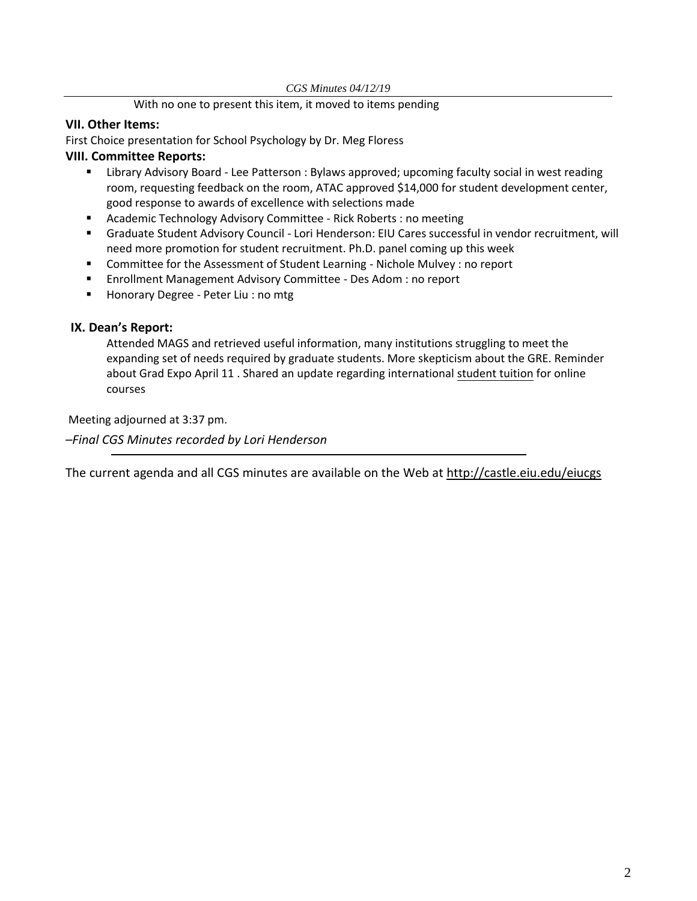With no one to present this item, it moved to items pending

**VII. Other Items:**

First Choice presentation for School Psychology by Dr. Meg Floress

**VIII. Committee Reports:**

- Library Advisory Board - Lee Patterson : Bylaws approved; upcoming faculty social in west reading room, requesting feedback on the room, ATAC approved $14,000 for student development center, good response to awards of excellence with selections made
- Academic Technology Advisory Committee - Rick Roberts : no meeting
- Graduate Student Advisory Council - Lori Henderson: EIU Cares successful in vendor recruitment, will need more promotion for student recruitment. Ph.D. panel coming up this week
- Committee for the Assessment of Student Learning - Nichole Mulvey : no report
- Enrollment Management Advisory Committee - Des Adom : no report
- Honorary Degree - Peter Liu : no mtg

**IX. Dean's Report:**

Attended MAGS and retrieved useful information, many institutions struggling to meet the expanding set of needs required by graduate students. More skepticism about the GRE. Reminder about Grad Expo April 11 . Shared an update regarding international student tuition for online courses

Meeting adjourned at 3:37 pm.

*–Final CGS Minutes recorded by Lori Henderson*

---

The current agenda and all CGS minutes are available on the Web at http://castle.eiu.edu/eiucgs